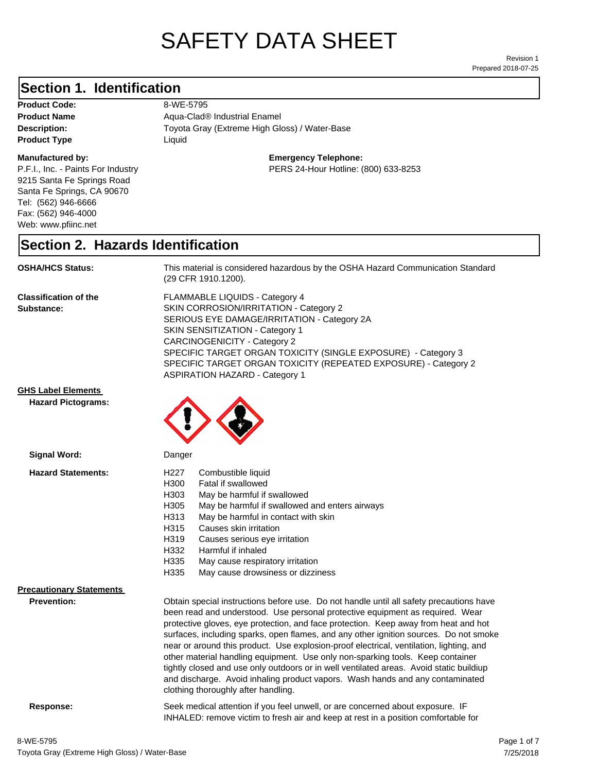# SAFETY DATA SHEET

Revision 1
Prepared 2018-07-25

## Section 1. Identification

**Product Code:** 8-WE-5795
**Product Name** Aqua-Clad® Industrial Enamel
**Description:** Toyota Gray (Extreme High Gloss) / Water-Base
**Product Type** Liquid

**Manufactured by:**
P.F.I., Inc. - Paints For Industry
9215 Santa Fe Springs Road
Santa Fe Springs, CA 90670
Tel: (562) 946-6666
Fax: (562) 946-4000
Web: www.pfiinc.net

**Emergency Telephone:**
PERS 24-Hour Hotline: (800) 633-8253

## Section 2. Hazards Identification

**OSHA/HCS Status:** This material is considered hazardous by the OSHA Hazard Communication Standard (29 CFR 1910.1200).

**Classification of the Substance:**
FLAMMABLE LIQUIDS - Category 4
SKIN CORROSION/IRRITATION - Category 2
SERIOUS EYE DAMAGE/IRRITATION - Category 2A
SKIN SENSITIZATION - Category 1
CARCINOGENICITY - Category 2
SPECIFIC TARGET ORGAN TOXICITY (SINGLE EXPOSURE) - Category 3
SPECIFIC TARGET ORGAN TOXICITY (REPEATED EXPOSURE) - Category 2
ASPIRATION HAZARD - Category 1

**GHS Label Elements**

**Hazard Pictograms:**

**Signal Word:** Danger

**Hazard Statements:**

| | |
|---|---|
| H227 | Combustible liquid |
| H300 | Fatal if swallowed |
| H303 | May be harmful if swallowed |
| H305 | May be harmful if swallowed and enters airways |
| H313 | May be harmful in contact with skin |
| H315 | Causes skin irritation |
| H319 | Causes serious eye irritation |
| H332 | Harmful if inhaled |
| H335 | May cause respiratory irritation |
| H335 | May cause drowsiness or dizziness |

**Precautionary Statements**

**Prevention:** Obtain special instructions before use. Do not handle until all safety precautions have been read and understood. Use personal protective equipment as required. Wear protective gloves, eye protection, and face protection. Keep away from heat and hot surfaces, including sparks, open flames, and any other ignition sources. Do not smoke near or around this product. Use explosion-proof electrical, ventilation, lighting, and other material handling equipment. Use only non-sparking tools. Keep container tightly closed and use only outdoors or in well ventilated areas. Avoid static buildiup and discharge. Avoid inhaling product vapors. Wash hands and any contaminated clothing thoroughly after handling.

**Response:** Seek medical attention if you feel unwell, or are concerned about exposure. IF INHALED: remove victim to fresh air and keep at rest in a position comfortable for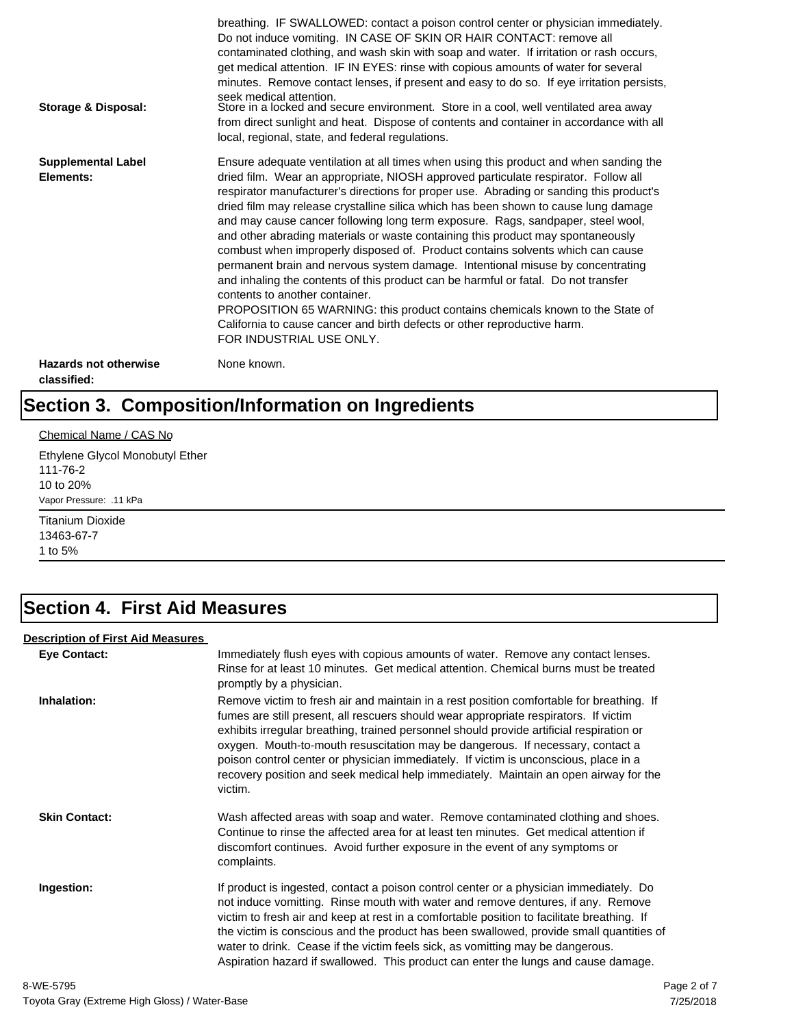breathing. IF SWALLOWED: contact a poison control center or physician immediately. Do not induce vomiting. IN CASE OF SKIN OR HAIR CONTACT: remove all contaminated clothing, and wash skin with soap and water. If irritation or rash occurs, get medical attention. IF IN EYES: rinse with copious amounts of water for several minutes. Remove contact lenses, if present and easy to do so. If eye irritation persists, seek medical attention.

**Storage & Disposal:** Store in a locked and secure environment. Store in a cool, well ventilated area away from direct sunlight and heat. Dispose of contents and container in accordance with all local, regional, state, and federal regulations.

**Supplemental Label Elements:** Ensure adequate ventilation at all times when using this product and when sanding the dried film. Wear an appropriate, NIOSH approved particulate respirator. Follow all respirator manufacturer's directions for proper use. Abrading or sanding this product's dried film may release crystalline silica which has been shown to cause lung damage and may cause cancer following long term exposure. Rags, sandpaper, steel wool, and other abrading materials or waste containing this product may spontaneously combust when improperly disposed of. Product contains solvents which can cause permanent brain and nervous system damage. Intentional misuse by concentrating and inhaling the contents of this product can be harmful or fatal. Do not transfer contents to another container.
PROPOSITION 65 WARNING: this product contains chemicals known to the State of California to cause cancer and birth defects or other reproductive harm.
FOR INDUSTRIAL USE ONLY.

**Hazards not otherwise classified:** None known.

# Section 3. Composition/Information on Ingredients

Chemical Name / CAS No

Ethylene Glycol Monobutyl Ether
111-76-2
10 to 20%
Vapor Pressure: .11 kPa

Titanium Dioxide
13463-67-7
1 to 5%

# Section 4. First Aid Measures

**Description of First Aid Measures**

**Eye Contact:** Immediately flush eyes with copious amounts of water. Remove any contact lenses. Rinse for at least 10 minutes. Get medical attention. Chemical burns must be treated promptly by a physician.

**Inhalation:** Remove victim to fresh air and maintain in a rest position comfortable for breathing. If fumes are still present, all rescuers should wear appropriate respirators. If victim exhibits irregular breathing, trained personnel should provide artificial respiration or oxygen. Mouth-to-mouth resuscitation may be dangerous. If necessary, contact a poison control center or physician immediately. If victim is unconscious, place in a recovery position and seek medical help immediately. Maintain an open airway for the victim.

**Skin Contact:** Wash affected areas with soap and water. Remove contaminated clothing and shoes. Continue to rinse the affected area for at least ten minutes. Get medical attention if discomfort continues. Avoid further exposure in the event of any symptoms or complaints.

**Ingestion:** If product is ingested, contact a poison control center or a physician immediately. Do not induce vomitting. Rinse mouth with water and remove dentures, if any. Remove victim to fresh air and keep at rest in a comfortable position to facilitate breathing. If the victim is conscious and the product has been swallowed, provide small quantities of water to drink. Cease if the victim feels sick, as vomitting may be dangerous. Aspiration hazard if swallowed. This product can enter the lungs and cause damage.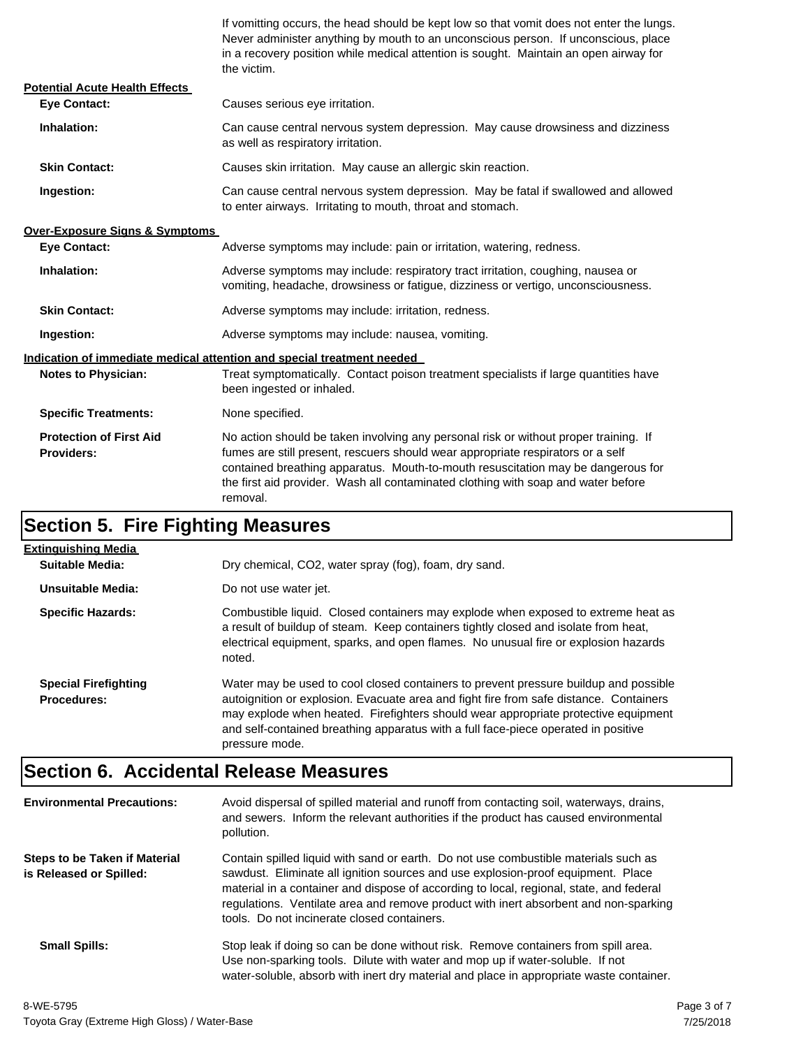If vomitting occurs, the head should be kept low so that vomit does not enter the lungs. Never administer anything by mouth to an unconscious person. If unconscious, place in a recovery position while medical attention is sought. Maintain an open airway for the victim.

**Potential Acute Health Effects**

**Eye Contact:** Causes serious eye irritation.

**Inhalation:** Can cause central nervous system depression. May cause drowsiness and dizziness as well as respiratory irritation.

**Skin Contact:** Causes skin irritation. May cause an allergic skin reaction.

**Ingestion:** Can cause central nervous system depression. May be fatal if swallowed and allowed to enter airways. Irritating to mouth, throat and stomach.

**Over-Exposure Signs & Symptoms**

**Eye Contact:** Adverse symptoms may include: pain or irritation, watering, redness.

**Inhalation:** Adverse symptoms may include: respiratory tract irritation, coughing, nausea or vomiting, headache, drowsiness or fatigue, dizziness or vertigo, unconsciousness.

**Skin Contact:** Adverse symptoms may include: irritation, redness.

**Ingestion:** Adverse symptoms may include: nausea, vomiting.

**Indication of immediate medical attention and special treatment needed**

**Notes to Physician:** Treat symptomatically. Contact poison treatment specialists if large quantities have been ingested or inhaled.

**Specific Treatments:** None specified.

**Protection of First Aid Providers:** No action should be taken involving any personal risk or without proper training. If fumes are still present, rescuers should wear appropriate respirators or a self contained breathing apparatus. Mouth-to-mouth resuscitation may be dangerous for the first aid provider. Wash all contaminated clothing with soap and water before removal.

# Section 5. Fire Fighting Measures

**Extinguishing Media**

**Suitable Media:** Dry chemical, $CO_2$, water spray (fog), foam, dry sand.

**Unsuitable Media:** Do not use water jet.

**Specific Hazards:** Combustible liquid. Closed containers may explode when exposed to extreme heat as a result of buildup of steam. Keep containers tightly closed and isolate from heat, electrical equipment, sparks, and open flames. No unusual fire or explosion hazards noted.

**Special Firefighting Procedures:** Water may be used to cool closed containers to prevent pressure buildup and possible autoignition or explosion. Evacuate area and fight fire from safe distance. Containers may explode when heated. Firefighters should wear appropriate protective equipment and self-contained breathing apparatus with a full face-piece operated in positive pressure mode.

# Section 6. Accidental Release Measures

**Environmental Precautions:** Avoid dispersal of spilled material and runoff from contacting soil, waterways, drains, and sewers. Inform the relevant authorities if the product has caused environmental pollution.

**Steps to be Taken if Material is Released or Spilled:** Contain spilled liquid with sand or earth. Do not use combustible materials such as sawdust. Eliminate all ignition sources and use explosion-proof equipment. Place material in a container and dispose of according to local, regional, state, and federal regulations. Ventilate area and remove product with inert absorbent and non-sparking tools. Do not incinerate closed containers.

**Small Spills:** Stop leak if doing so can be done without risk. Remove containers from spill area. Use non-sparking tools. Dilute with water and mop up if water-soluble. If not water-soluble, absorb with inert dry material and place in appropriate waste container.

8-WE-5795
Toyota Gray (Extreme High Gloss) / Water-Base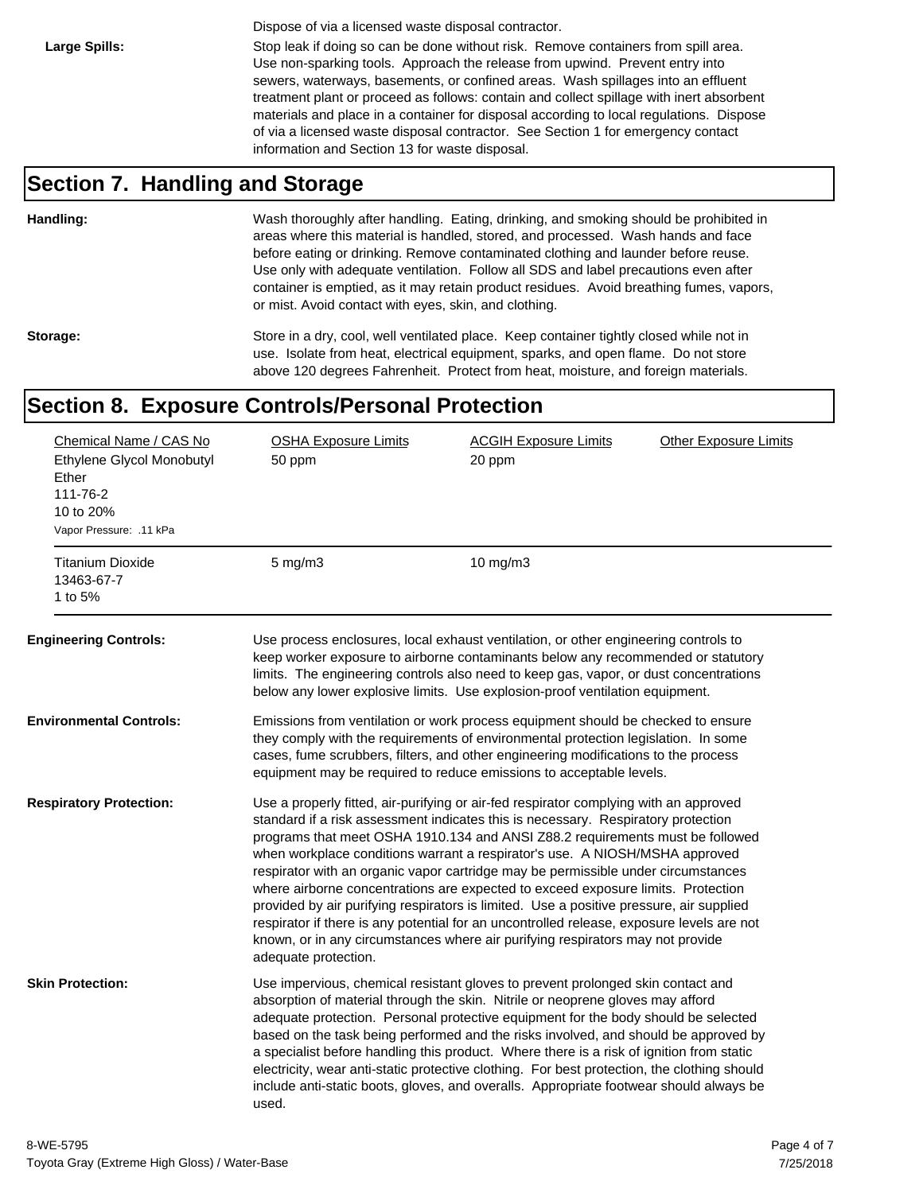Dispose of via a licensed waste disposal contractor.

**Large Spills:** Stop leak if doing so can be done without risk. Remove containers from spill area. Use non-sparking tools. Approach the release from upwind. Prevent entry into sewers, waterways, basements, or confined areas. Wash spillages into an effluent treatment plant or proceed as follows: contain and collect spillage with inert absorbent materials and place in a container for disposal according to local regulations. Dispose of via a licensed waste disposal contractor. See Section 1 for emergency contact information and Section 13 for waste disposal.

## Section 7. Handling and Storage

**Handling:** Wash thoroughly after handling. Eating, drinking, and smoking should be prohibited in areas where this material is handled, stored, and processed. Wash hands and face before eating or drinking. Remove contaminated clothing and launder before reuse. Use only with adequate ventilation. Follow all SDS and label precautions even after container is emptied, as it may retain product residues. Avoid breathing fumes, vapors, or mist. Avoid contact with eyes, skin, and clothing.

**Storage:** Store in a dry, cool, well ventilated place. Keep container tightly closed while not in use. Isolate from heat, electrical equipment, sparks, and open flame. Do not store above 120 degrees Fahrenheit. Protect from heat, moisture, and foreign materials.

## Section 8. Exposure Controls/Personal Protection

| Chemical Name / CAS No | OSHA Exposure Limits | ACGIH Exposure Limits | Other Exposure Limits |
|---|---|---|---|
| Ethylene Glycol Monobutyl Ether<br>111-76-2<br>10 to 20%<br>Vapor Pressure: .11 kPa | 50 ppm | 20 ppm | |
| Titanium Dioxide<br>13463-67-7<br>1 to 5% | 5 mg/m3 | 10 mg/m3 | |

**Engineering Controls:** Use process enclosures, local exhaust ventilation, or other engineering controls to keep worker exposure to airborne contaminants below any recommended or statutory limits. The engineering controls also need to keep gas, vapor, or dust concentrations below any lower explosive limits. Use explosion-proof ventilation equipment.

**Environmental Controls:** Emissions from ventilation or work process equipment should be checked to ensure they comply with the requirements of environmental protection legislation. In some cases, fume scrubbers, filters, and other engineering modifications to the process equipment may be required to reduce emissions to acceptable levels.

**Respiratory Protection:** Use a properly fitted, air-purifying or air-fed respirator complying with an approved standard if a risk assessment indicates this is necessary. Respiratory protection programs that meet OSHA 1910.134 and ANSI Z88.2 requirements must be followed when workplace conditions warrant a respirator's use. A NIOSH/MSHA approved respirator with an organic vapor cartridge may be permissible under circumstances where airborne concentrations are expected to exceed exposure limits. Protection provided by air purifying respirators is limited. Use a positive pressure, air supplied respirator if there is any potential for an uncontrolled release, exposure levels are not known, or in any circumstances where air purifying respirators may not provide adequate protection.

**Skin Protection:** Use impervious, chemical resistant gloves to prevent prolonged skin contact and absorption of material through the skin. Nitrile or neoprene gloves may afford adequate protection. Personal protective equipment for the body should be selected based on the task being performed and the risks involved, and should be approved by a specialist before handling this product. Where there is a risk of ignition from static electricity, wear anti-static protective clothing. For best protection, the clothing should include anti-static boots, gloves, and overalls. Appropriate footwear should always be used.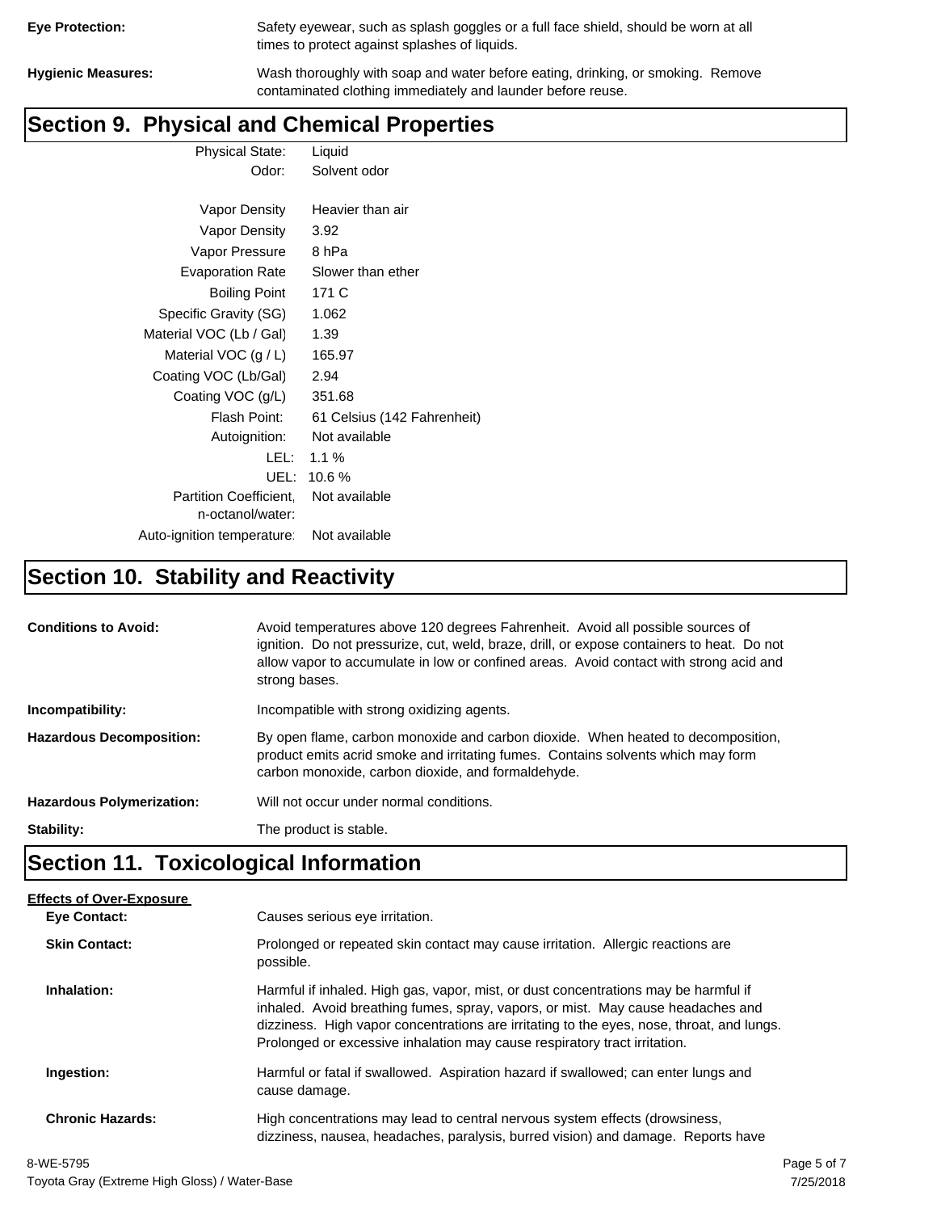**Eye Protection:** Safety eyewear, such as splash goggles or a full face shield, should be worn at all times to protect against splashes of liquids.

**Hygienic Measures:** Wash thoroughly with soap and water before eating, drinking, or smoking. Remove contaminated clothing immediately and launder before reuse.

## Section 9. Physical and Chemical Properties

| Property | Value |
|---|---|
| Physical State: | Liquid |
| Odor: | Solvent odor |
| Vapor Density | Heavier than air |
| Vapor Density | 3.92 |
| Vapor Pressure | 8 hPa |
| Evaporation Rate | Slower than ether |
| Boiling Point | 171 C |
| Specific Gravity (SG) | 1.062 |
| Material VOC (Lb / Gal) | 1.39 |
| Material VOC (g / L) | 165.97 |
| Coating VOC (Lb/Gal) | 2.94 |
| Coating VOC (g/L) | 351.68 |
| Flash Point: | 61 Celsius (142 Fahrenheit) |
| Autoignition: | Not available |
| LEL: | 1.1 % |
| UEL: | 10.6 % |
| Partition Coefficient, n-octanol/water: | Not available |
| Auto-ignition temperature: | Not available |

## Section 10. Stability and Reactivity

**Conditions to Avoid:** Avoid temperatures above 120 degrees Fahrenheit. Avoid all possible sources of ignition. Do not pressurize, cut, weld, braze, drill, or expose containers to heat. Do not allow vapor to accumulate in low or confined areas. Avoid contact with strong acid and strong bases.

**Incompatibility:** Incompatible with strong oxidizing agents.

**Hazardous Decomposition:** By open flame, carbon monoxide and carbon dioxide. When heated to decomposition, product emits acrid smoke and irritating fumes. Contains solvents which may form carbon monoxide, carbon dioxide, and formaldehyde.

**Hazardous Polymerization:** Will not occur under normal conditions.

**Stability:** The product is stable.

## Section 11. Toxicological Information

**Effects of Over-Exposure**

**Eye Contact:** Causes serious eye irritation.

**Skin Contact:** Prolonged or repeated skin contact may cause irritation. Allergic reactions are possible.

**Inhalation:** Harmful if inhaled. High gas, vapor, mist, or dust concentrations may be harmful if inhaled. Avoid breathing fumes, spray, vapors, or mist. May cause headaches and dizziness. High vapor concentrations are irritating to the eyes, nose, throat, and lungs. Prolonged or excessive inhalation may cause respiratory tract irritation.

**Ingestion:** Harmful or fatal if swallowed. Aspiration hazard if swallowed; can enter lungs and cause damage.

**Chronic Hazards:** High concentrations may lead to central nervous system effects (drowsiness, dizziness, nausea, headaches, paralysis, burred vision) and damage. Reports have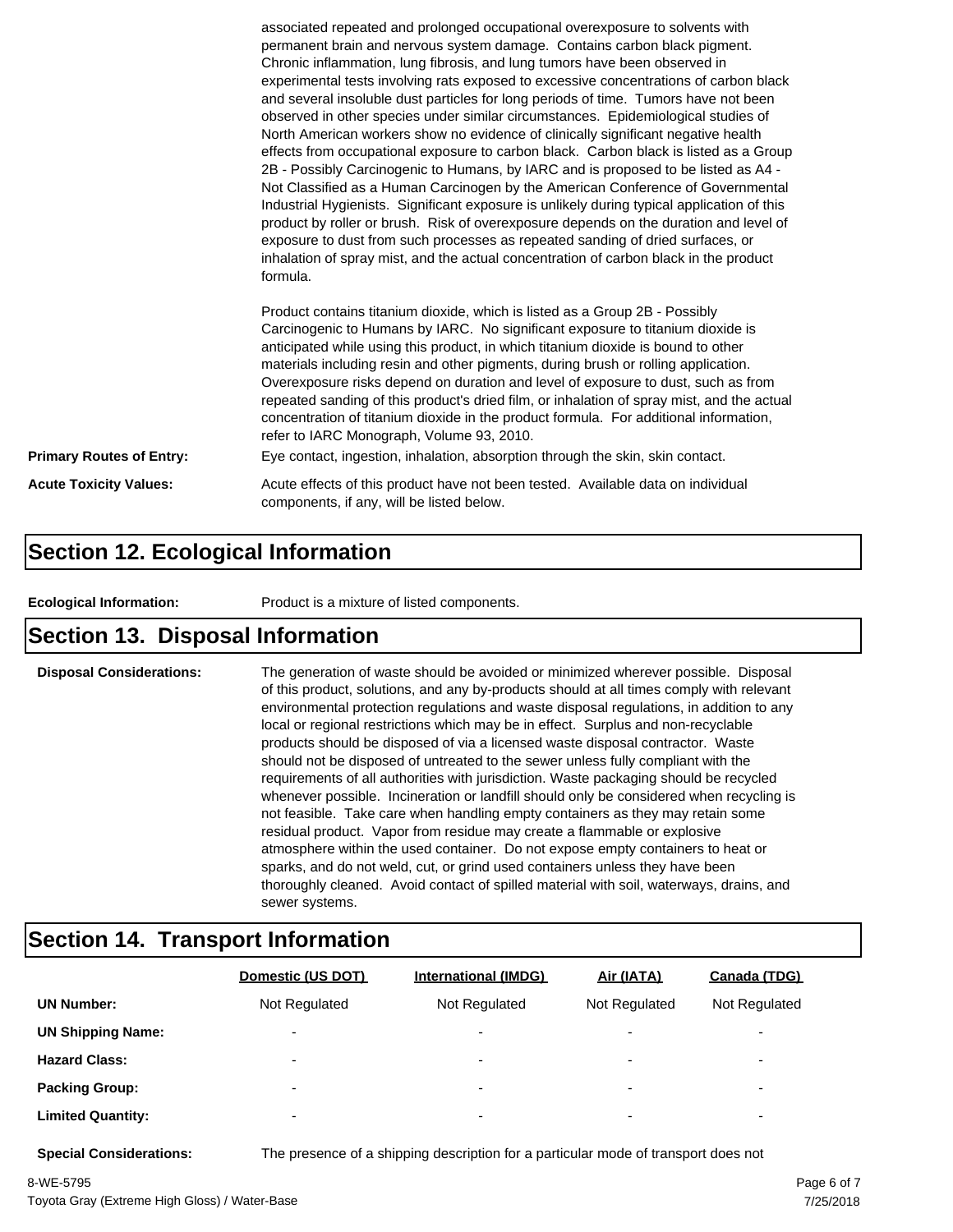associated repeated and prolonged occupational overexposure to solvents with permanent brain and nervous system damage. Contains carbon black pigment. Chronic inflammation, lung fibrosis, and lung tumors have been observed in experimental tests involving rats exposed to excessive concentrations of carbon black and several insoluble dust particles for long periods of time. Tumors have not been observed in other species under similar circumstances. Epidemiological studies of North American workers show no evidence of clinically significant negative health effects from occupational exposure to carbon black. Carbon black is listed as a Group 2B - Possibly Carcinogenic to Humans, by IARC and is proposed to be listed as A4 - Not Classified as a Human Carcinogen by the American Conference of Governmental Industrial Hygienists. Significant exposure is unlikely during typical application of this product by roller or brush. Risk of overexposure depends on the duration and level of exposure to dust from such processes as repeated sanding of dried surfaces, or inhalation of spray mist, and the actual concentration of carbon black in the product formula.

Product contains titanium dioxide, which is listed as a Group 2B - Possibly Carcinogenic to Humans by IARC. No significant exposure to titanium dioxide is anticipated while using this product, in which titanium dioxide is bound to other materials including resin and other pigments, during brush or rolling application. Overexposure risks depend on duration and level of exposure to dust, such as from repeated sanding of this product's dried film, or inhalation of spray mist, and the actual concentration of titanium dioxide in the product formula. For additional information, refer to IARC Monograph, Volume 93, 2010.

**Primary Routes of Entry:** Eye contact, ingestion, inhalation, absorption through the skin, skin contact.

**Acute Toxicity Values:** Acute effects of this product have not been tested. Available data on individual components, if any, will be listed below.

## Section 12. Ecological Information

**Ecological Information:** Product is a mixture of listed components.

## Section 13. Disposal Information

**Disposal Considerations:** The generation of waste should be avoided or minimized wherever possible. Disposal of this product, solutions, and any by-products should at all times comply with relevant environmental protection regulations and waste disposal regulations, in addition to any local or regional restrictions which may be in effect. Surplus and non-recyclable products should be disposed of via a licensed waste disposal contractor. Waste should not be disposed of untreated to the sewer unless fully compliant with the requirements of all authorities with jurisdiction. Waste packaging should be recycled whenever possible. Incineration or landfill should only be considered when recycling is not feasible. Take care when handling empty containers as they may retain some residual product. Vapor from residue may create a flammable or explosive atmosphere within the used container. Do not expose empty containers to heat or sparks, and do not weld, cut, or grind used containers unless they have been thoroughly cleaned. Avoid contact of spilled material with soil, waterways, drains, and sewer systems.

## Section 14. Transport Information

| | Domestic (US DOT) | International (IMDG) | Air (IATA) | Canada (TDG) |
|---|---|---|---|---|
| **UN Number:** | Not Regulated | Not Regulated | Not Regulated | Not Regulated |
| **UN Shipping Name:** | - | - | - | - |
| **Hazard Class:** | - | - | - | - |
| **Packing Group:** | - | - | - | - |
| **Limited Quantity:** | - | - | - | - |

**Special Considerations:** The presence of a shipping description for a particular mode of transport does not

8-WE-5795
Toyota Gray (Extreme High Gloss) / Water-Base
7/25/2018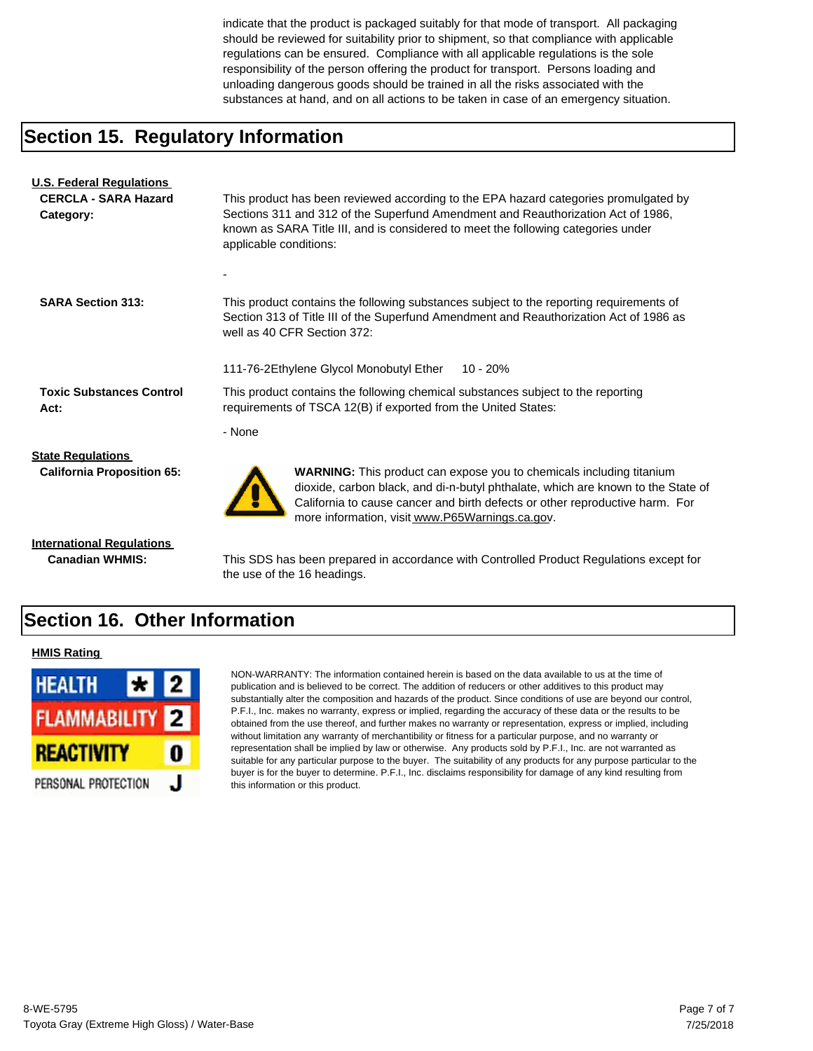indicate that the product is packaged suitably for that mode of transport. All packaging should be reviewed for suitability prior to shipment, so that compliance with applicable regulations can be ensured. Compliance with all applicable regulations is the sole responsibility of the person offering the product for transport. Persons loading and unloading dangerous goods should be trained in all the risks associated with the substances at hand, and on all actions to be taken in case of an emergency situation.

# Section 15. Regulatory Information

**U.S. Federal Regulations**

**CERCLA - SARA Hazard Category:** This product has been reviewed according to the EPA hazard categories promulgated by Sections 311 and 312 of the Superfund Amendment and Reauthorization Act of 1986, known as SARA Title III, and is considered to meet the following categories under applicable conditions:

-

**SARA Section 313:** This product contains the following substances subject to the reporting requirements of Section 313 of Title III of the Superfund Amendment and Reauthorization Act of 1986 as well as 40 CFR Section 372:

111-76-2Ethylene Glycol Monobutyl Ether 10 - 20%

**Toxic Substances Control Act:** This product contains the following chemical substances subject to the reporting requirements of TSCA 12(B) if exported from the United States:

- None

**State Regulations**

**California Proposition 65:** **WARNING:** This product can expose you to chemicals including titanium dioxide, carbon black, and di-n-butyl phthalate, which are known to the State of California to cause cancer and birth defects or other reproductive harm. For more information, visit www.P65Warnings.ca.gov.

**International Regulations**

**Canadian WHMIS:** This SDS has been prepared in accordance with Controlled Product Regulations except for the use of the 16 headings.

# Section 16. Other Information

**HMIS Rating**

| | | |
|---|---|---|
| HEALTH | * | 2 |
| FLAMMABILITY | | 2 |
| REACTIVITY | | 0 |
| PERSONAL PROTECTION | | J |

NON-WARRANTY: The information contained herein is based on the data available to us at the time of publication and is believed to be correct. The addition of reducers or other additives to this product may substantially alter the composition and hazards of the product. Since conditions of use are beyond our control, P.F.I., Inc. makes no warranty, express or implied, regarding the accuracy of these data or the results to be obtained from the use thereof, and further makes no warranty or representation, express or implied, including without limitation any warranty of merchantibility or fitness for a particular purpose, and no warranty or representation shall be implied by law or otherwise. Any products sold by P.F.I., Inc. are not warranted as suitable for any particular purpose to the buyer. The suitability of any products for any purpose particular to the buyer is for the buyer to determine. P.F.I., Inc. disclaims responsibility for damage of any kind resulting from this information or this product.

8-WE-5795
Toyota Gray (Extreme High Gloss) / Water-Base

7/25/2018